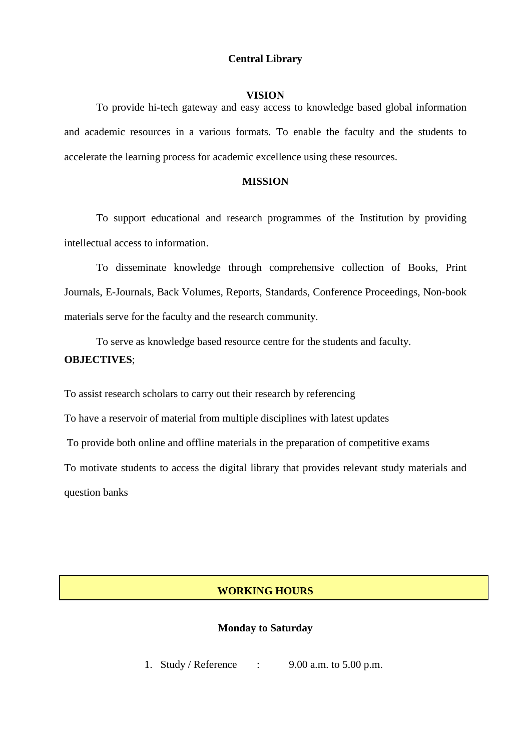# Central Library

## VISION

To provide hi-tech gateway and easy access to knowledge based global information and academic resources in a various formats. To enable the faculty and the students to accelerate the learning process for academic excellence using these resources.

## MISSION

To support educational and research programmes of the Institution by providing intellectual access to information.

To disseminate knowledge through comprehensive collection of Books, Print Journals, E-Journals, Back Volumes, Reports, Standards, Conference Proceedings, Non-book materials serve for the faculty and the research community.

To serve as knowledge based resource centre for the students and faculty.

**OBJECTIVES**;

To assist research scholars to carry out their research by referencing

To have a reservoir of material from multiple disciplines with latest updates

To provide both online and offline materials in the preparation of competitive exams

To motivate students to access the digital library that provides relevant study materials and question banks

## WORKING HOURS

**Monday to Saturday**

1. Study / Reference : 9.00 a.m. to 5.00 p.m.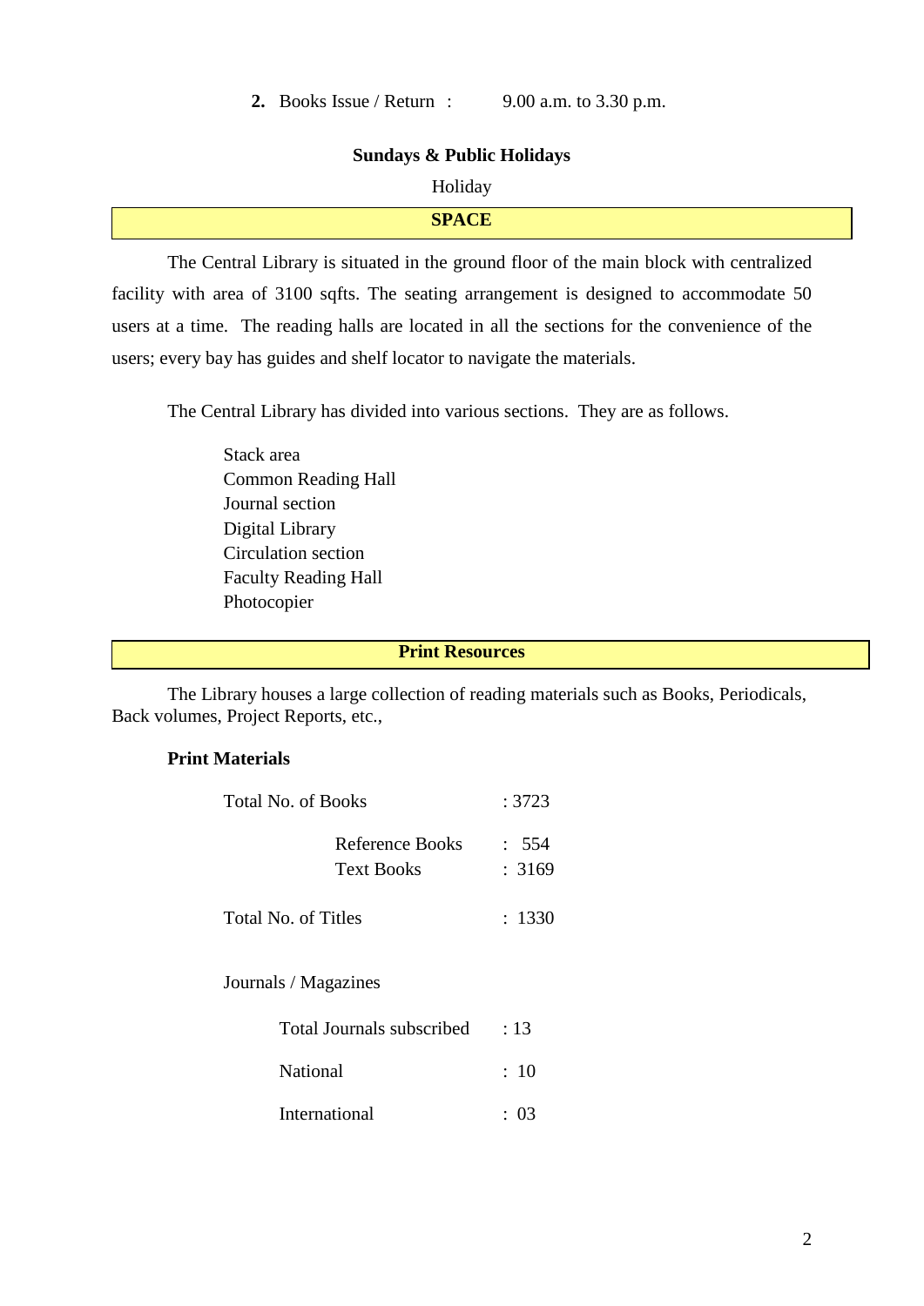2. Books Issue / Return : 9.00 a.m. to 3.30 p.m.

**Sundays & Public Holidays**

Holiday

## SPACE

The Central Library is situated in the ground floor of the main block with centralized facility with area of 3100 sqfts. The seating arrangement is designed to accommodate 50 users at a time. The reading halls are located in all the sections for the convenience of the users; every bay has guides and shelf locator to navigate the materials.

The Central Library has divided into various sections. They are as follows.

Stack area
Common Reading Hall
Journal section
Digital Library
Circulation section
Faculty Reading Hall
Photocopier

## Print Resources

The Library houses a large collection of reading materials such as Books, Periodicals, Back volumes, Project Reports, etc.,

**Print Materials**

| | |
|---|---|
| Total No. of Books | : 3723 |
| Reference Books | : 554 |
| Text Books | : 3169 |
| Total No. of Titles | : 1330 |

Journals / Magazines

| | |
|---|---|
| Total Journals subscribed | : 13 |
| National | : 10 |
| International | : 03 |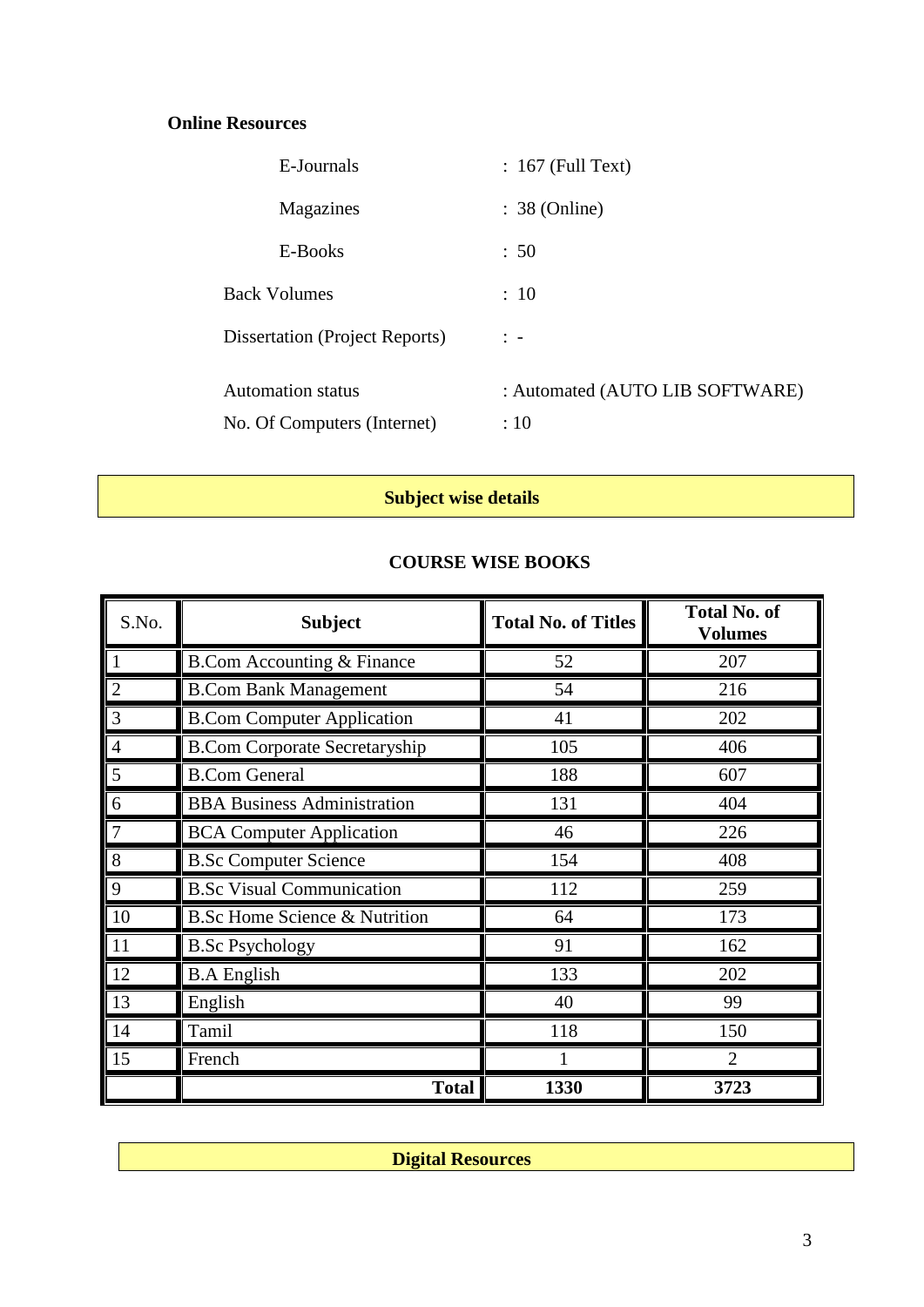**Online Resources**

| | |
|---|---|
| E-Journals | : 167 (Full Text) |
| Magazines | : 38 (Online) |
| E-Books | : 50 |
| Back Volumes | : 10 |
| Dissertation (Project Reports) | : - |
| Automation status | : Automated (AUTO LIB SOFTWARE) |
| No. Of Computers (Internet) | : 10 |

**Subject wise details**

**COURSE WISE BOOKS**

| S.No. | Subject | Total No. of Titles | Total No. of Volumes |
|---|---|---|---|
| 1 | B.Com Accounting & Finance | 52 | 207 |
| 2 | B.Com Bank Management | 54 | 216 |
| 3 | B.Com Computer Application | 41 | 202 |
| 4 | B.Com Corporate Secretaryship | 105 | 406 |
| 5 | B.Com General | 188 | 607 |
| 6 | BBA Business Administration | 131 | 404 |
| 7 | BCA Computer Application | 46 | 226 |
| 8 | B.Sc Computer Science | 154 | 408 |
| 9 | B.Sc Visual Communication | 112 | 259 |
| 10 | B.Sc Home Science & Nutrition | 64 | 173 |
| 11 | B.Sc Psychology | 91 | 162 |
| 12 | B.A English | 133 | 202 |
| 13 | English | 40 | 99 |
| 14 | Tamil | 118 | 150 |
| 15 | French | 1 | 2 |
| | **Total** | **1330** | **3723** |

**Digital Resources**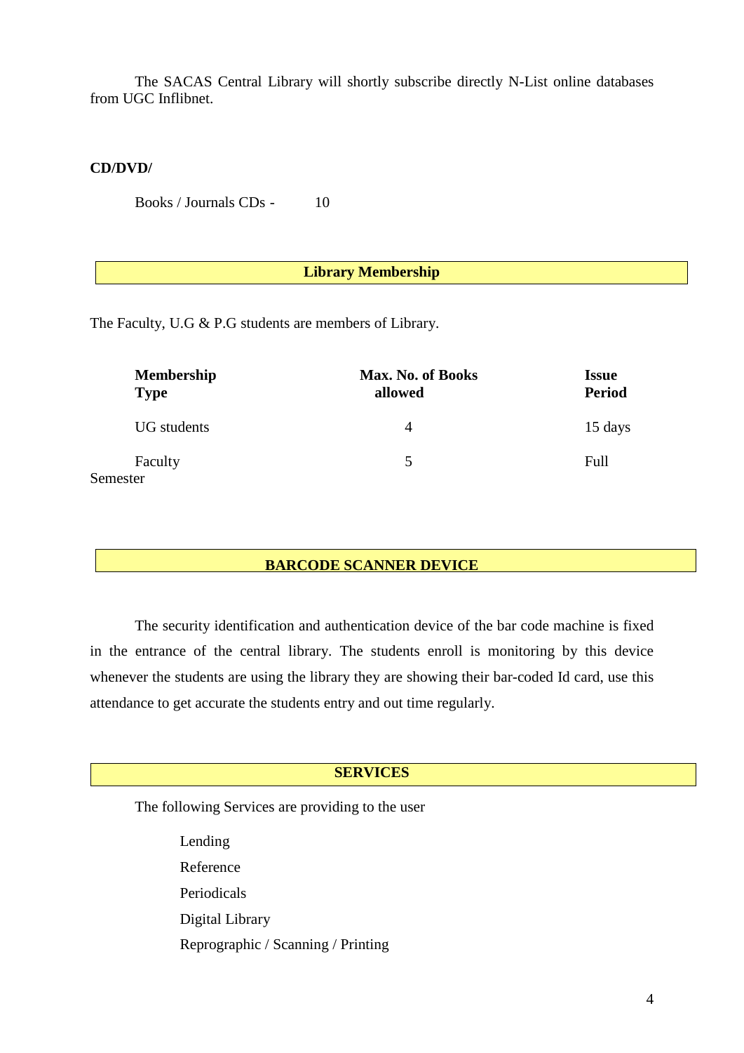The SACAS Central Library will shortly subscribe directly N-List online databases from UGC Inflibnet.

**CD/DVD/**

Books / Journals CDs - 10

## Library Membership

The Faculty, U.G & P.G students are members of Library.

| Membership Type | Max. No. of Books allowed | Issue Period |
|---|---|---|
| UG students | 4 | 15 days |
| Faculty | 5 | Full Semester |

## BARCODE SCANNER DEVICE

The security identification and authentication device of the bar code machine is fixed in the entrance of the central library. The students enroll is monitoring by this device whenever the students are using the library they are showing their bar-coded Id card, use this attendance to get accurate the students entry and out time regularly.

## SERVICES

The following Services are providing to the user

- Lending
- Reference
- Periodicals
- Digital Library
- Reprographic / Scanning / Printing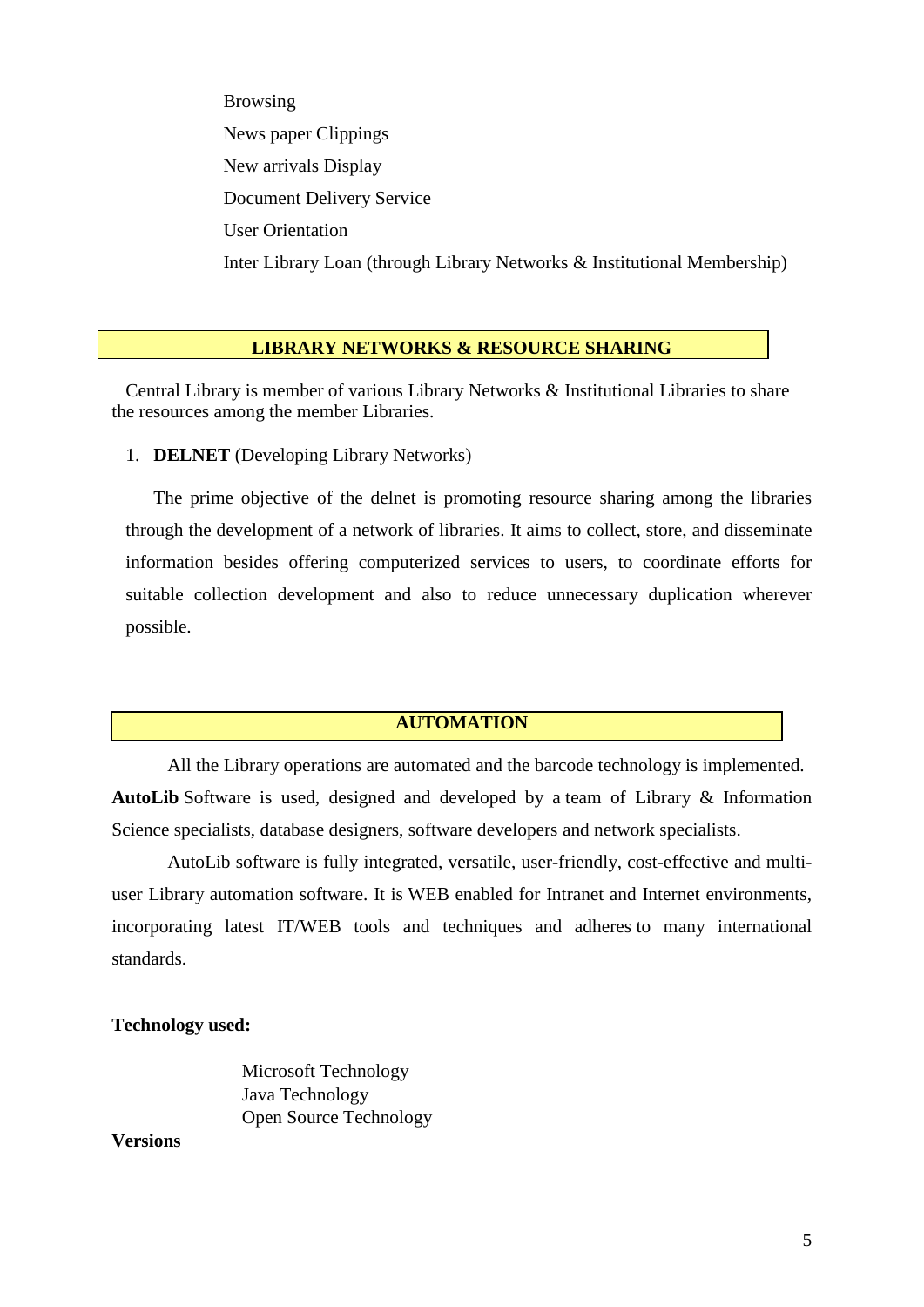Browsing

News paper Clippings

New arrivals Display

Document Delivery Service

User Orientation

Inter Library Loan (through Library Networks & Institutional Membership)

## LIBRARY NETWORKS & RESOURCE SHARING

Central Library is member of various Library Networks & Institutional Libraries to share the resources among the member Libraries.

1. **DELNET** (Developing Library Networks)

The prime objective of the delnet is promoting resource sharing among the libraries through the development of a network of libraries. It aims to collect, store, and disseminate information besides offering computerized services to users, to coordinate efforts for suitable collection development and also to reduce unnecessary duplication wherever possible.

## AUTOMATION

All the Library operations are automated and the barcode technology is implemented. **AutoLib** Software is used, designed and developed by a team of Library & Information Science specialists, database designers, software developers and network specialists.

AutoLib software is fully integrated, versatile, user-friendly, cost-effective and multi-user Library automation software. It is WEB enabled for Intranet and Internet environments, incorporating latest IT/WEB tools and techniques and adheres to many international standards.

**Technology used:**

Microsoft Technology
Java Technology
Open Source Technology

**Versions**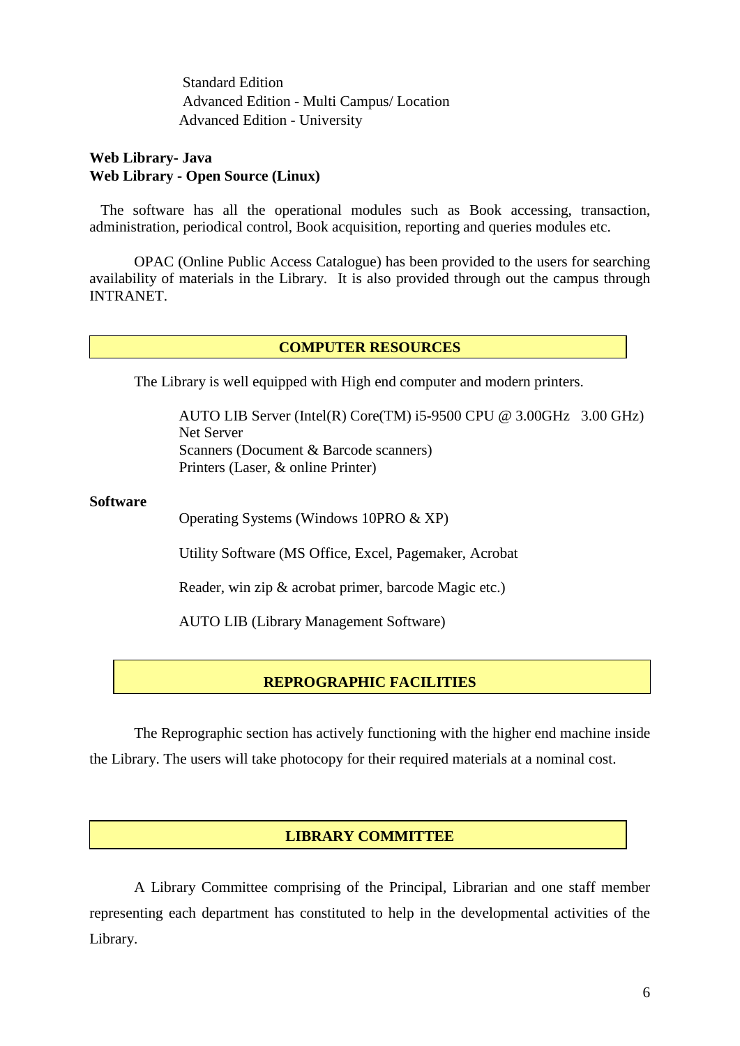Standard Edition
Advanced Edition - Multi Campus/ Location
Advanced Edition - University

**Web Library- Java**
**Web Library - Open Source (Linux)**

The software has all the operational modules such as Book accessing, transaction, administration, periodical control, Book acquisition, reporting and queries modules etc.

OPAC (Online Public Access Catalogue) has been provided to the users for searching availability of materials in the Library. It is also provided through out the campus through INTRANET.

## COMPUTER RESOURCES

The Library is well equipped with High end computer and modern printers.

AUTO LIB Server (Intel(R) Core(TM) i5-9500 CPU @ 3.00GHz 3.00 GHz)
Net Server
Scanners (Document & Barcode scanners)
Printers (Laser, & online Printer)

**Software**

Operating Systems (Windows 10PRO & XP)

Utility Software (MS Office, Excel, Pagemaker, Acrobat

Reader, win zip & acrobat primer, barcode Magic etc.)

AUTO LIB (Library Management Software)

## REPROGRAPHIC FACILITIES

The Reprographic section has actively functioning with the higher end machine inside the Library. The users will take photocopy for their required materials at a nominal cost.

## LIBRARY COMMITTEE

A Library Committee comprising of the Principal, Librarian and one staff member representing each department has constituted to help in the developmental activities of the Library.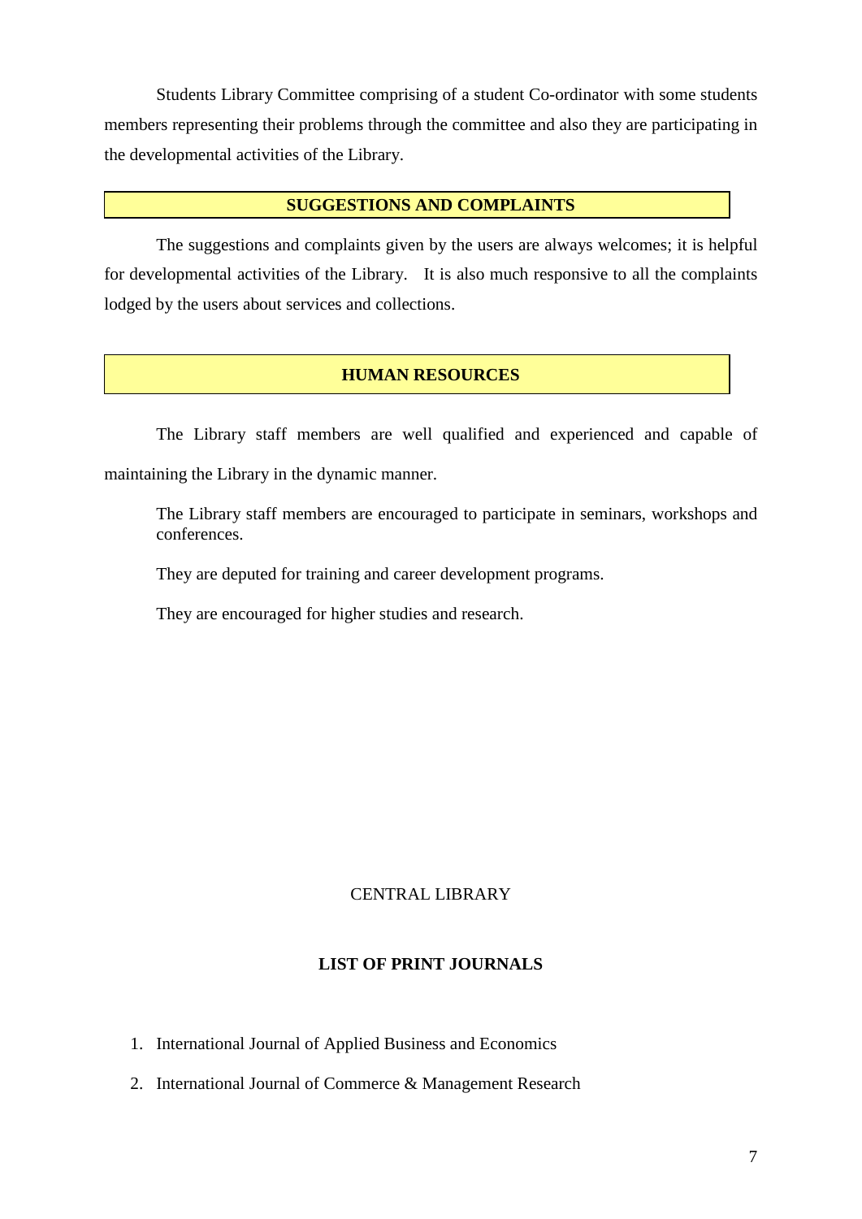Students Library Committee comprising of a student Co-ordinator with some students members representing their problems through the committee and also they are participating in the developmental activities of the Library.

## SUGGESTIONS AND COMPLAINTS

The suggestions and complaints given by the users are always welcomes; it is helpful for developmental activities of the Library. It is also much responsive to all the complaints lodged by the users about services and collections.

## HUMAN RESOURCES

The Library staff members are well qualified and experienced and capable of maintaining the Library in the dynamic manner.

The Library staff members are encouraged to participate in seminars, workshops and conferences.

They are deputed for training and career development programs.

They are encouraged for higher studies and research.

CENTRAL LIBRARY

## LIST OF PRINT JOURNALS

1. International Journal of Applied Business and Economics
2. International Journal of Commerce & Management Research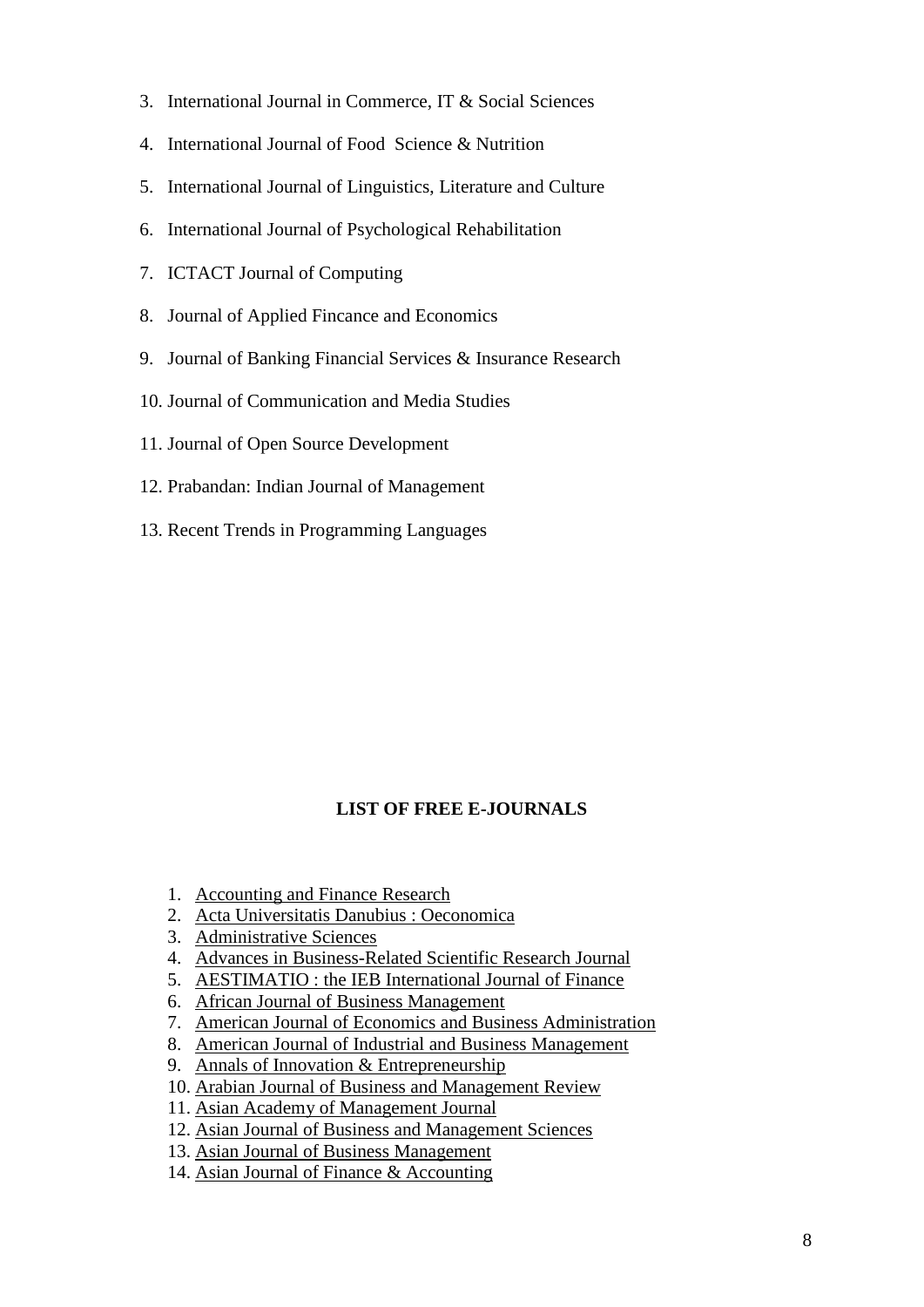3. International Journal in Commerce, IT & Social Sciences
4. International Journal of Food  Science & Nutrition
5. International Journal of Linguistics, Literature and Culture
6. International Journal of Psychological Rehabilitation
7. ICTACT Journal of Computing
8. Journal of Applied Fincance and Economics
9. Journal of Banking Financial Services & Insurance Research
10. Journal of Communication and Media Studies
11. Journal of Open Source Development
12. Prabandan: Indian Journal of Management
13. Recent Trends in Programming Languages

**LIST OF FREE E-JOURNALS**

1. Accounting and Finance Research
2. Acta Universitatis Danubius : Oeconomica
3. Administrative Sciences
4. Advances in Business-Related Scientific Research Journal
5. AESTIMATIO : the IEB International Journal of Finance
6. African Journal of Business Management
7. American Journal of Economics and Business Administration
8. American Journal of Industrial and Business Management
9. Annals of Innovation & Entrepreneurship
10. Arabian Journal of Business and Management Review
11. Asian Academy of Management Journal
12. Asian Journal of Business and Management Sciences
13. Asian Journal of Business Management
14. Asian Journal of Finance & Accounting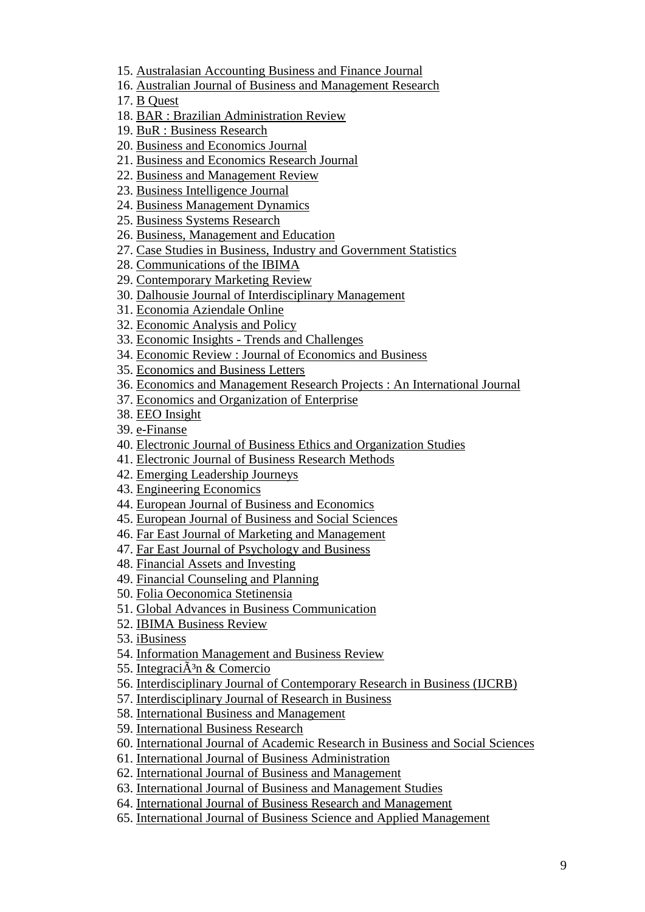15. Australasian Accounting Business and Finance Journal
16. Australian Journal of Business and Management Research
17. B Quest
18. BAR : Brazilian Administration Review
19. BuR : Business Research
20. Business and Economics Journal
21. Business and Economics Research Journal
22. Business and Management Review
23. Business Intelligence Journal
24. Business Management Dynamics
25. Business Systems Research
26. Business, Management and Education
27. Case Studies in Business, Industry and Government Statistics
28. Communications of the IBIMA
29. Contemporary Marketing Review
30. Dalhousie Journal of Interdisciplinary Management
31. Economia Aziendale Online
32. Economic Analysis and Policy
33. Economic Insights - Trends and Challenges
34. Economic Review : Journal of Economics and Business
35. Economics and Business Letters
36. Economics and Management Research Projects : An International Journal
37. Economics and Organization of Enterprise
38. EEO Insight
39. e-Finanse
40. Electronic Journal of Business Ethics and Organization Studies
41. Electronic Journal of Business Research Methods
42. Emerging Leadership Journeys
43. Engineering Economics
44. European Journal of Business and Economics
45. European Journal of Business and Social Sciences
46. Far East Journal of Marketing and Management
47. Far East Journal of Psychology and Business
48. Financial Assets and Investing
49. Financial Counseling and Planning
50. Folia Oeconomica Stetinensia
51. Global Advances in Business Communication
52. IBIMA Business Review
53. iBusiness
54. Information Management and Business Review
55. IntegraciÃ³n & Comercio
56. Interdisciplinary Journal of Contemporary Research in Business (IJCRB)
57. Interdisciplinary Journal of Research in Business
58. International Business and Management
59. International Business Research
60. International Journal of Academic Research in Business and Social Sciences
61. International Journal of Business Administration
62. International Journal of Business and Management
63. International Journal of Business and Management Studies
64. International Journal of Business Research and Management
65. International Journal of Business Science and Applied Management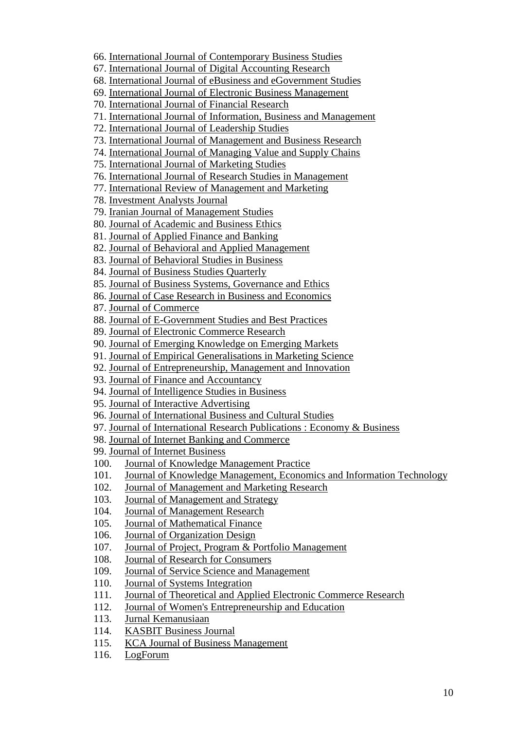66. International Journal of Contemporary Business Studies
67. International Journal of Digital Accounting Research
68. International Journal of eBusiness and eGovernment Studies
69. International Journal of Electronic Business Management
70. International Journal of Financial Research
71. International Journal of Information, Business and Management
72. International Journal of Leadership Studies
73. International Journal of Management and Business Research
74. International Journal of Managing Value and Supply Chains
75. International Journal of Marketing Studies
76. International Journal of Research Studies in Management
77. International Review of Management and Marketing
78. Investment Analysts Journal
79. Iranian Journal of Management Studies
80. Journal of Academic and Business Ethics
81. Journal of Applied Finance and Banking
82. Journal of Behavioral and Applied Management
83. Journal of Behavioral Studies in Business
84. Journal of Business Studies Quarterly
85. Journal of Business Systems, Governance and Ethics
86. Journal of Case Research in Business and Economics
87. Journal of Commerce
88. Journal of E-Government Studies and Best Practices
89. Journal of Electronic Commerce Research
90. Journal of Emerging Knowledge on Emerging Markets
91. Journal of Empirical Generalisations in Marketing Science
92. Journal of Entrepreneurship, Management and Innovation
93. Journal of Finance and Accountancy
94. Journal of Intelligence Studies in Business
95. Journal of Interactive Advertising
96. Journal of International Business and Cultural Studies
97. Journal of International Research Publications : Economy & Business
98. Journal of Internet Banking and Commerce
99. Journal of Internet Business
100. Journal of Knowledge Management Practice
101. Journal of Knowledge Management, Economics and Information Technology
102. Journal of Management and Marketing Research
103. Journal of Management and Strategy
104. Journal of Management Research
105. Journal of Mathematical Finance
106. Journal of Organization Design
107. Journal of Project, Program & Portfolio Management
108. Journal of Research for Consumers
109. Journal of Service Science and Management
110. Journal of Systems Integration
111. Journal of Theoretical and Applied Electronic Commerce Research
112. Journal of Women's Entrepreneurship and Education
113. Jurnal Kemanusiaan
114. KASBIT Business Journal
115. KCA Journal of Business Management
116. LogForum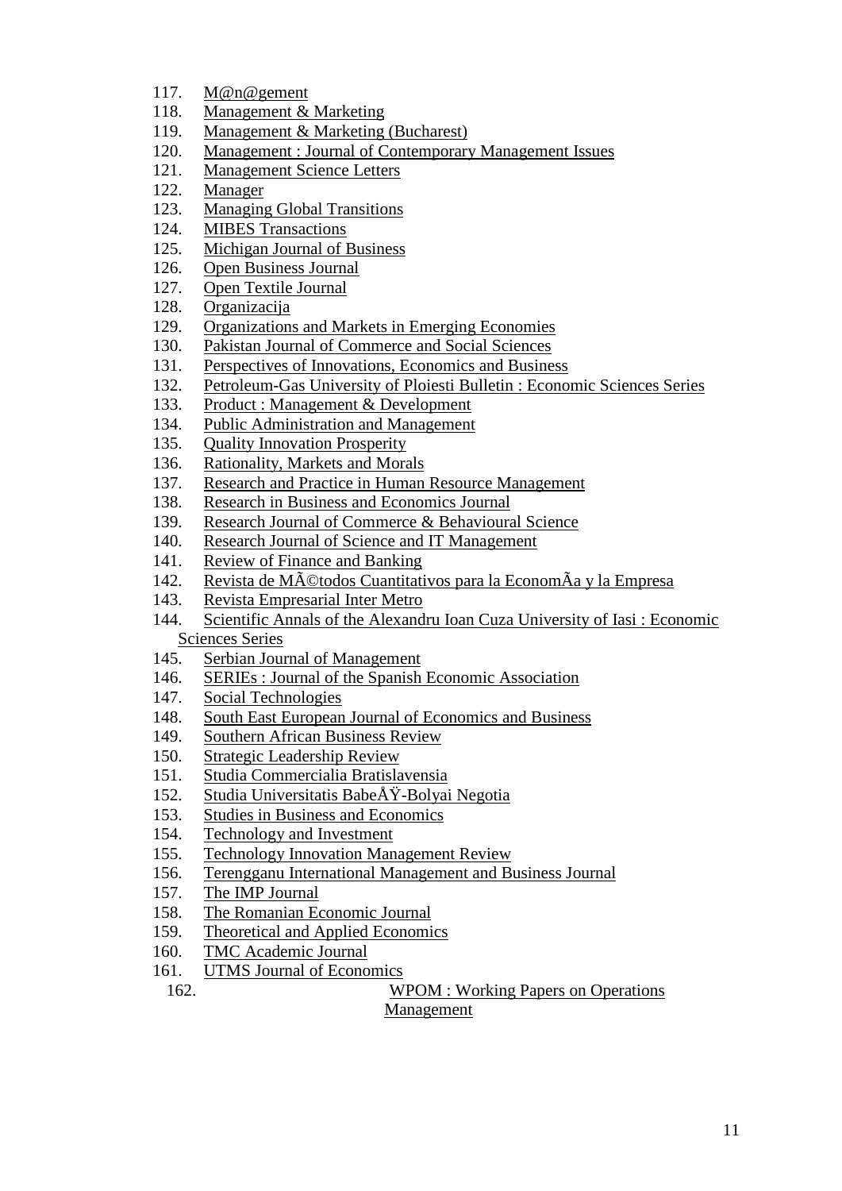117. M@n@gement
118. Management & Marketing
119. Management & Marketing (Bucharest)
120. Management : Journal of Contemporary Management Issues
121. Management Science Letters
122. Manager
123. Managing Global Transitions
124. MIBES Transactions
125. Michigan Journal of Business
126. Open Business Journal
127. Open Textile Journal
128. Organizacija
129. Organizations and Markets in Emerging Economies
130. Pakistan Journal of Commerce and Social Sciences
131. Perspectives of Innovations, Economics and Business
132. Petroleum-Gas University of Ploiesti Bulletin : Economic Sciences Series
133. Product : Management & Development
134. Public Administration and Management
135. Quality Innovation Prosperity
136. Rationality, Markets and Morals
137. Research and Practice in Human Resource Management
138. Research in Business and Economics Journal
139. Research Journal of Commerce & Behavioural Science
140. Research Journal of Science and IT Management
141. Review of Finance and Banking
142. Revista de MÃ©todos Cuantitativos para la EconomÃa y la Empresa
143. Revista Empresarial Inter Metro
144. Scientific Annals of the Alexandru Ioan Cuza University of Iasi : Economic Sciences Series
145. Serbian Journal of Management
146. SERIEs : Journal of the Spanish Economic Association
147. Social Technologies
148. South East European Journal of Economics and Business
149. Southern African Business Review
150. Strategic Leadership Review
151. Studia Commercialia Bratislavensia
152. Studia Universitatis BabeÅŸ-Bolyai Negotia
153. Studies in Business and Economics
154. Technology and Investment
155. Technology Innovation Management Review
156. Terengganu International Management and Business Journal
157. The IMP Journal
158. The Romanian Economic Journal
159. Theoretical and Applied Economics
160. TMC Academic Journal
161. UTMS Journal of Economics
162. WPOM : Working Papers on Operations Management